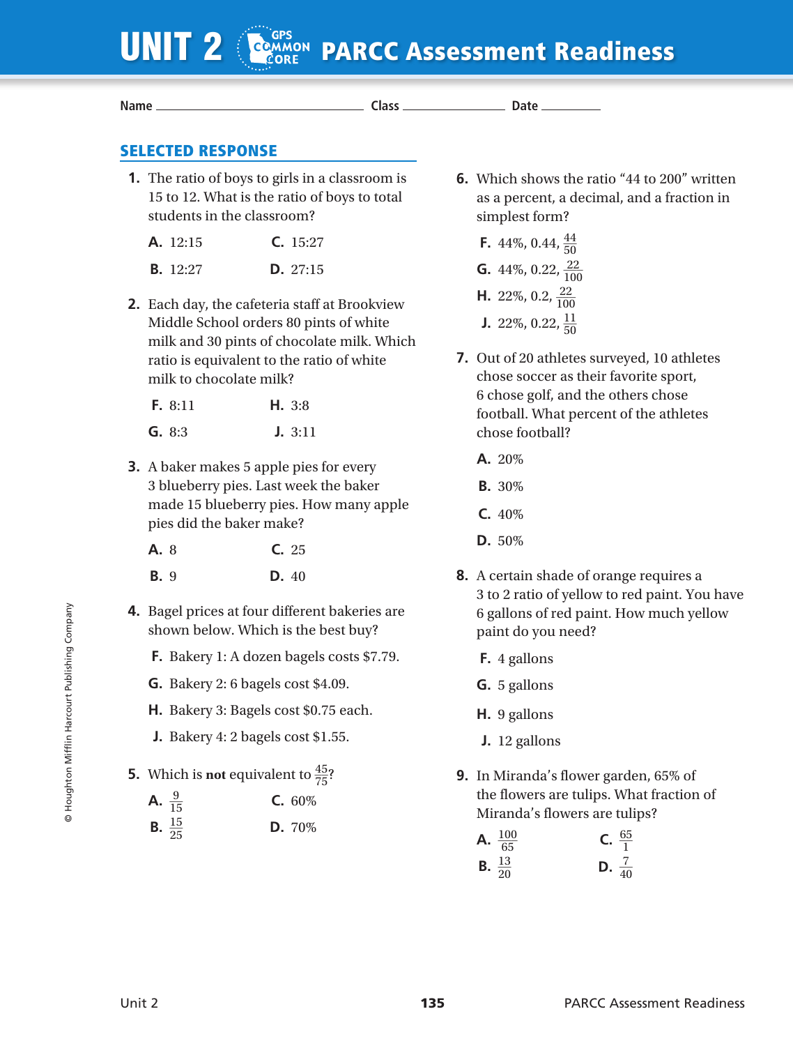# UNIT 2 PARCC Assessment Readiness

Name ______________________ Class ______________ Date __________

## SELECTED RESPONSE

**1.** The ratio of boys to girls in a classroom is 15 to 12. What is the ratio of boys to total students in the classroom?

- **A.** 12:15
- **B.** 12:27
- **C.** 15:27
- **D.** 27:15

**2.** Each day, the cafeteria staff at Brookview Middle School orders 80 pints of white milk and 30 pints of chocolate milk. Which ratio is equivalent to the ratio of white milk to chocolate milk?

- **F.** 8:11
- **G.** 8:3
- **H.** 3:8
- **J.** 3:11

**3.** A baker makes 5 apple pies for every 3 blueberry pies. Last week the baker made 15 blueberry pies. How many apple pies did the baker make?

- **A.** 8
- **B.** 9
- **C.** 25
- **D.** 40

**4.** Bagel prices at four different bakeries are shown below. Which is the best buy?

- **F.** Bakery 1: A dozen bagels costs $7.79.
- **G.** Bakery 2: 6 bagels cost $4.09.
- **H.** Bakery 3: Bagels cost $0.75 each.
- **J.** Bakery 4: 2 bagels cost $1.55.

**5.** Which is **not** equivalent to $\frac{45}{75}$?

- **A.** $\frac{9}{15}$
- **B.** $\frac{15}{25}$
- **C.** 60%
- **D.** 70%

**6.** Which shows the ratio "44 to 200" written as a percent, a decimal, and a fraction in simplest form?

- **F.** 44%, 0.44, $\frac{44}{50}$
- **G.** 44%, 0.22, $\frac{22}{100}$
- **H.** 22%, 0.2, $\frac{22}{100}$
- **J.** 22%, 0.22, $\frac{11}{50}$

**7.** Out of 20 athletes surveyed, 10 athletes chose soccer as their favorite sport, 6 chose golf, and the others chose football. What percent of the athletes chose football?

- **A.** 20%
- **B.** 30%
- **C.** 40%
- **D.** 50%

**8.** A certain shade of orange requires a 3 to 2 ratio of yellow to red paint. You have 6 gallons of red paint. How much yellow paint do you need?

- **F.** 4 gallons
- **G.** 5 gallons
- **H.** 9 gallons
- **J.** 12 gallons

**9.** In Miranda's flower garden, 65% of the flowers are tulips. What fraction of Miranda's flowers are tulips?

- **A.** $\frac{100}{65}$
- **B.** $\frac{13}{20}$
- **C.** $\frac{65}{1}$
- **D.** $\frac{7}{40}$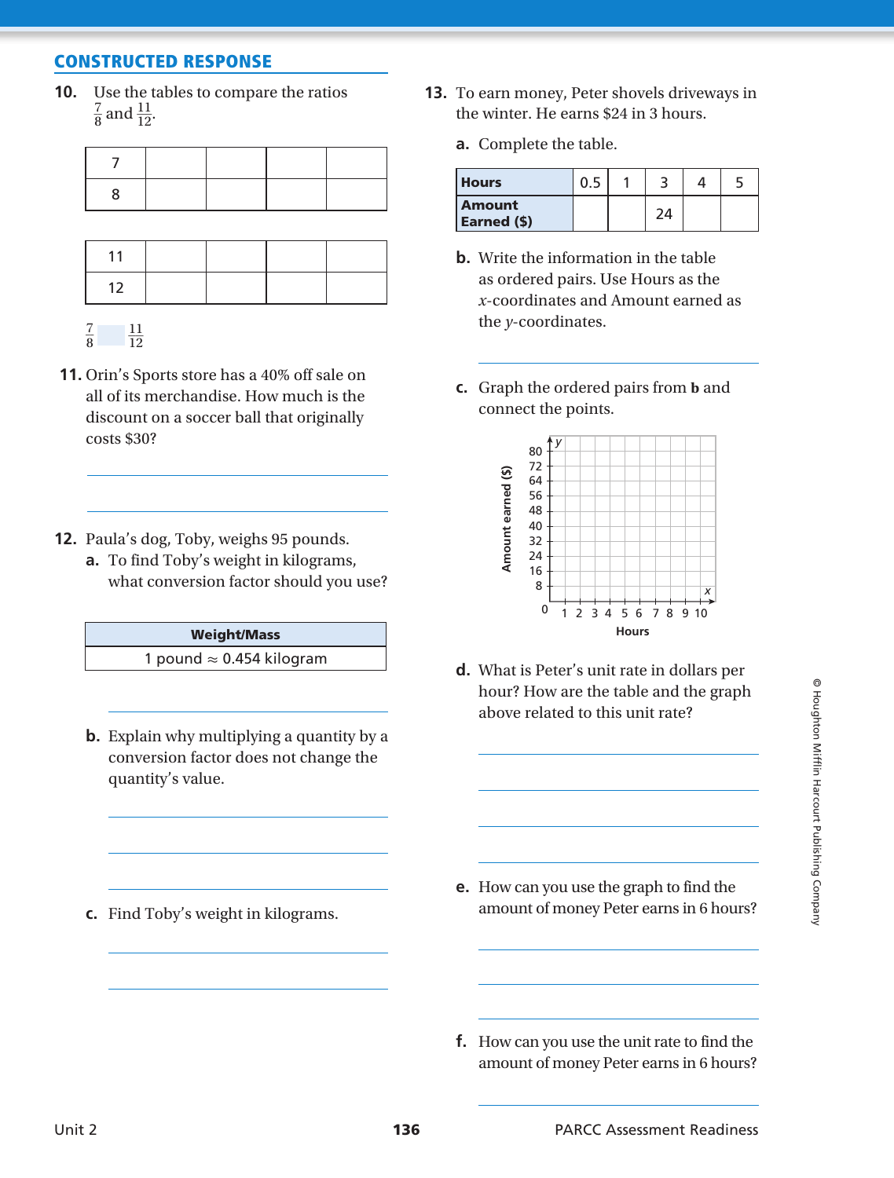## CONSTRUCTED RESPONSE

**10.** Use the tables to compare the ratios $\frac{7}{8}$ and $\frac{11}{12}$.

| | | | | |
|---|---|---|---|---|
| 7 | | | | |
| 8 | | | | |

| | | | | |
|---|---|---|---|---|
| 11 | | | | |
| 12 | | | | |

$\frac{7}{8}$ ☐ $\frac{11}{12}$

**11.** Orin's Sports store has a 40% off sale on all of its merchandise. How much is the discount on a soccer ball that originally costs $30?

______________________

______________________

**12.** Paula's dog, Toby, weighs 95 pounds.

**a.** To find Toby's weight in kilograms, what conversion factor should you use?

| Weight/Mass |
|---|
| 1 pound ≈ 0.454 kilogram |

______________________

**b.** Explain why multiplying a quantity by a conversion factor does not change the quantity's value.

______________________

______________________

______________________

**c.** Find Toby's weight in kilograms.

______________________

______________________

**13.** To earn money, Peter shovels driveways in the winter. He earns $24 in 3 hours.

**a.** Complete the table.

| Hours | 0.5 | 1 | 3 | 4 | 5 |
|---|---|---|---|---|---|
| Amount Earned ($) | | | 24 | | |

**b.** Write the information in the table as ordered pairs. Use Hours as the $x$-coordinates and Amount earned as the $y$-coordinates.

______________________

**c.** Graph the ordered pairs from **b** and connect the points.

y
80
72
64
56
48
40
32
24
16
8
0
1 2 3 4 5 6 7 8 9 10
x
Amount earned ($)
Hours

**d.** What is Peter's unit rate in dollars per hour? How are the table and the graph above related to this unit rate?

______________________

______________________

______________________

______________________

**e.** How can you use the graph to find the amount of money Peter earns in 6 hours?

______________________

______________________

______________________

**f.** How can you use the unit rate to find the amount of money Peter earns in 6 hours?

______________________